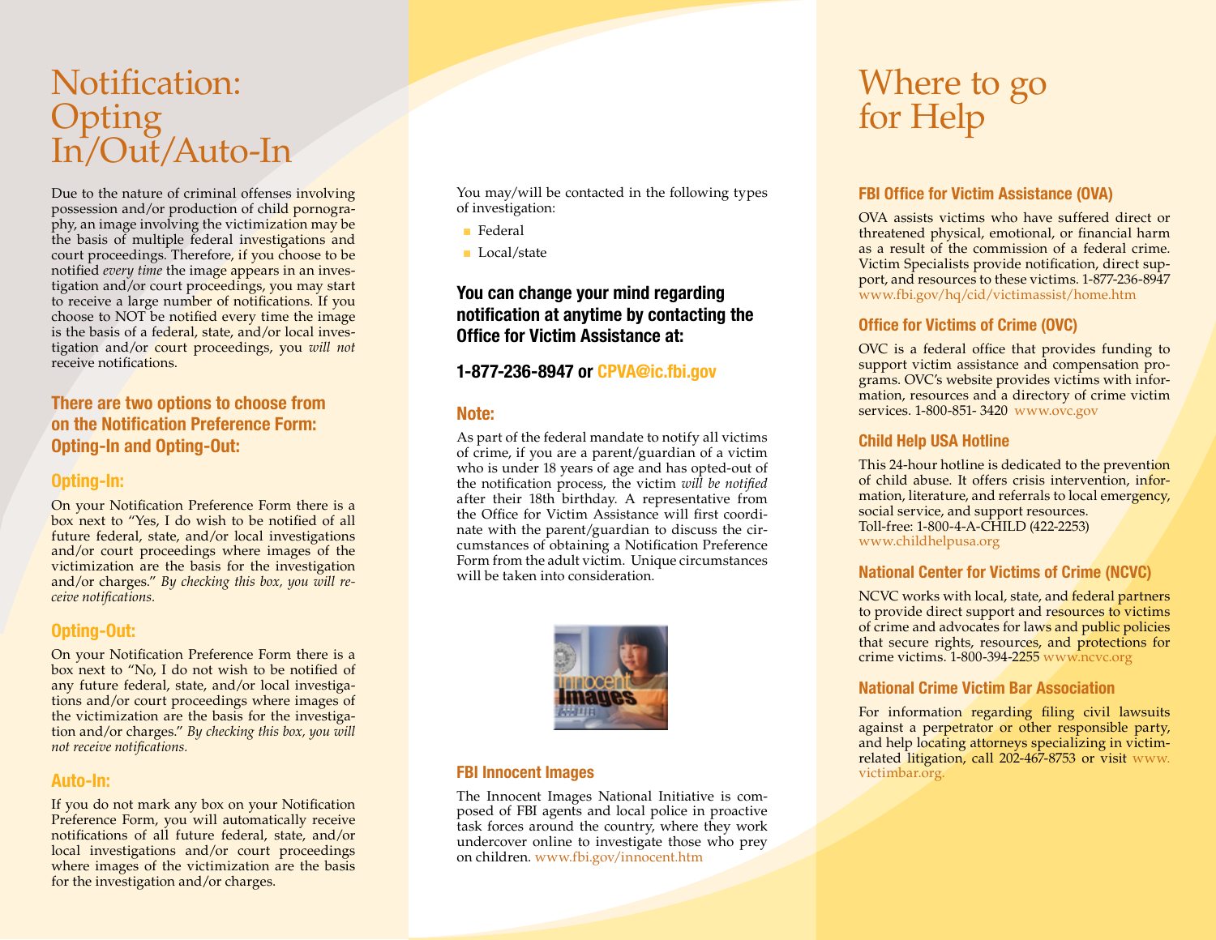# Notification: Opting In/Out/Auto-In

Due to the nature of criminal offenses involving possession and/or production of child pornography, an image involving the victimization may be the basis of multiple federal investigations and court proceedings. Therefore, if you choose to be notified *every time* the image appears in an investigation and/or court proceedings, you may start to receive a large number of notifications. If you choose to NOT be notified every time the image is the basis of a federal, state, and/or local investigation and/or court proceedings, you *will not* receive notifications.

### There are two options to choose from on the Notification Preference Form: Opting-In and Opting-Out:

### Opting-In:

On your Notification Preference Form there is a box next to "Yes, I do wish to be notified of all future federal, state, and/or local investigations and/or court proceedings where images of the victimization are the basis for the investigation and/or charges." *By checking this box, you will receive notifications.*

### Opting-Out:

On your Notification Preference Form there is a box next to "No, I do not wish to be notified of any future federal, state, and/or local investigations and/or court proceedings where images of the victimization are the basis for the investigation and/or charges." *By checking this box, you will not receive notifications.*

### Auto-In:

If you do not mark any box on your Notification Preference Form, you will automatically receive notifications of all future federal, state, and/or local investigations and/or court proceedings where images of the victimization are the basis for the investigation and/or charges.

You may/will be contacted in the following types of investigation:

- Federal
- Local/state

**You can change your mind regarding notification at anytime by contacting the Office for Victim Assistance at:**

**1-877-236-8947 or CPVA@ic.fbi.gov**

### Note:

As part of the federal mandate to notify all victims of crime, if you are a parent/guardian of a victim who is under 18 years of age and has opted-out of the notification process, the victim *will be notified* after their 18th birthday. A representative from the Office for Victim Assistance will first coordinate with the parent/guardian to discuss the circumstances of obtaining a Notification Preference Form from the adult victim. Unique circumstances will be taken into consideration.

### FBI Innocent Images

The Innocent Images National Initiative is composed of FBI agents and local police in proactive task forces around the country, where they work undercover online to investigate those who prey on children. www.fbi.gov/innocent.htm

# Where to go for Help

### FBI Office for Victim Assistance (OVA)

OVA assists victims who have suffered direct or threatened physical, emotional, or financial harm as a result of the commission of a federal crime. Victim Specialists provide notification, direct support, and resources to these victims. 1-877-236-8947 www.fbi.gov/hq/cid/victimassist/home.htm

### Office for Victims of Crime (OVC)

OVC is a federal office that provides funding to support victim assistance and compensation programs. OVC's website provides victims with information, resources and a directory of crime victim services. 1-800-851- 3420 www.ovc.gov

### Child Help USA Hotline

This 24-hour hotline is dedicated to the prevention of child abuse. It offers crisis intervention, information, literature, and referrals to local emergency, social service, and support resources.
Toll-free: 1-800-4-A-CHILD (422-2253)
www.childhelpusa.org

### National Center for Victims of Crime (NCVC)

NCVC works with local, state, and federal partners to provide direct support and resources to victims of crime and advocates for laws and public policies that secure rights, resources, and protections for crime victims. 1-800-394-2255 www.ncvc.org

### National Crime Victim Bar Association

For information regarding filing civil lawsuits against a perpetrator or other responsible party, and help locating attorneys specializing in victim-related litigation, call 202-467-8753 or visit www.victimbar.org.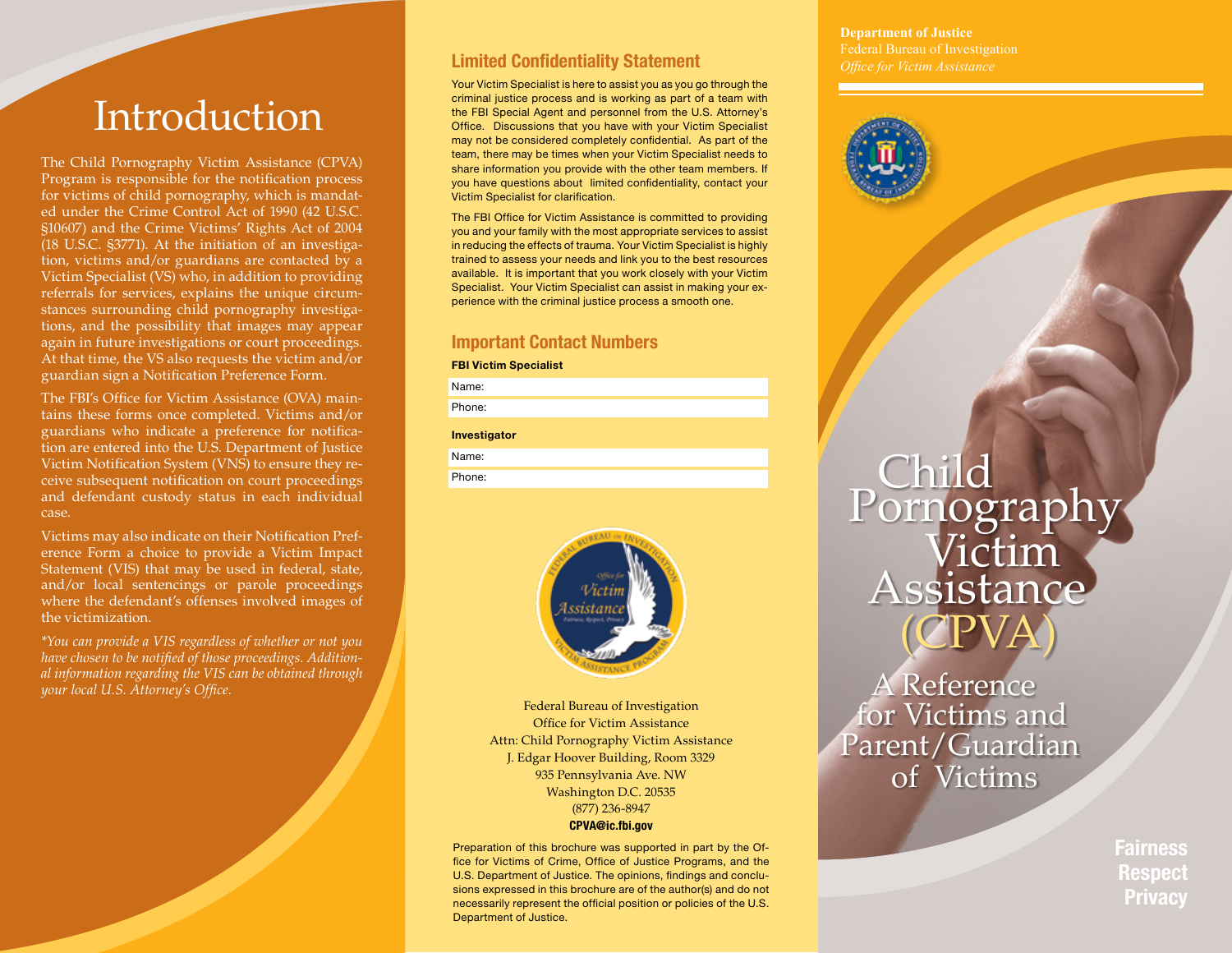# Introduction

The Child Pornography Victim Assistance (CPVA) Program is responsible for the notification process for victims of child pornography, which is mandated under the Crime Control Act of 1990 (42 U.S.C. §10607) and the Crime Victims' Rights Act of 2004 (18 U.S.C. §3771). At the initiation of an investigation, victims and/or guardians are contacted by a Victim Specialist (VS) who, in addition to providing referrals for services, explains the unique circumstances surrounding child pornography investigations, and the possibility that images may appear again in future investigations or court proceedings. At that time, the VS also requests the victim and/or guardian sign a Notification Preference Form.

The FBI's Office for Victim Assistance (OVA) maintains these forms once completed. Victims and/or guardians who indicate a preference for notification are entered into the U.S. Department of Justice Victim Notification System (VNS) to ensure they receive subsequent notification on court proceedings and defendant custody status in each individual case.

Victims may also indicate on their Notification Preference Form a choice to provide a Victim Impact Statement (VIS) that may be used in federal, state, and/or local sentencings or parole proceedings where the defendant's offenses involved images of the victimization.

*\*You can provide a VIS regardless of whether or not you have chosen to be notified of those proceedings. Additional information regarding the VIS can be obtained through your local U.S. Attorney's Office.*

## Limited Confidentiality Statement

Your Victim Specialist is here to assist you as you go through the criminal justice process and is working as part of a team with the FBI Special Agent and personnel from the U.S. Attorney's Office. Discussions that you have with your Victim Specialist may not be considered completely confidential. As part of the team, there may be times when your Victim Specialist needs to share information you provide with the other team members. If you have questions about limited confidentiality, contact your Victim Specialist for clarification.

The FBI Office for Victim Assistance is committed to providing you and your family with the most appropriate services to assist in reducing the effects of trauma. Your Victim Specialist is highly trained to assess your needs and link you to the best resources available. It is important that you work closely with your Victim Specialist. Your Victim Specialist can assist in making your experience with the criminal justice process a smooth one.

## Important Contact Numbers

**FBI Victim Specialist**

Name:

Phone:

**Investigator**

Name:

Phone:

Federal Bureau of Investigation
Office for Victim Assistance
Attn: Child Pornography Victim Assistance
J. Edgar Hoover Building, Room 3329
935 Pennsylvania Ave. NW
Washington D.C. 20535
(877) 236-8947
**CPVA@ic.fbi.gov**

Preparation of this brochure was supported in part by the Office for Victims of Crime, Office of Justice Programs, and the U.S. Department of Justice. The opinions, findings and conclusions expressed in this brochure are of the author(s) and do not necessarily represent the official position or policies of the U.S. Department of Justice.

**Department of Justice**
Federal Bureau of Investigation
*Office for Victim Assistance*

# Child Pornography Victim Assistance (CPVA)

## A Reference for Victims and Parent/Guardian of Victims

**Fairness**
**Respect**
**Privacy**